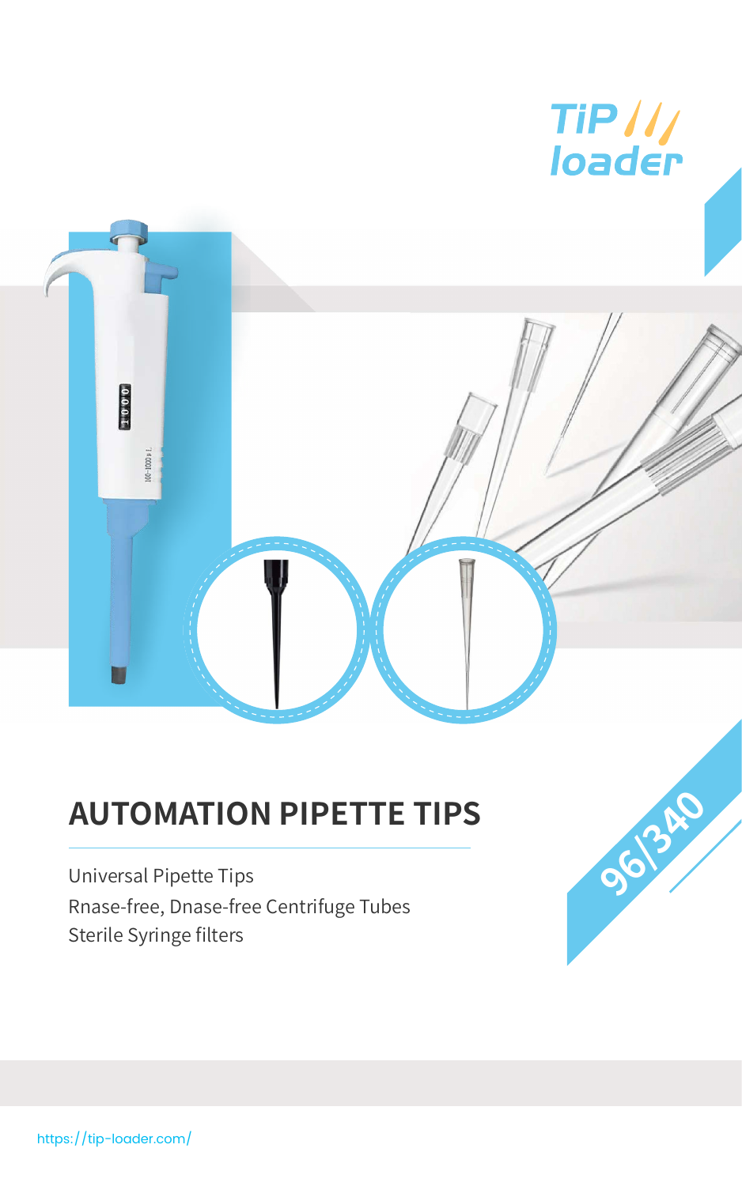TiP loader

# AUTOMATION PIPETTE TIPS

96/340

Universal Pipette Tips
Rnase-free, Dnase-free Centrifuge Tubes
Sterile Syringe filters

https://tip-loader.com/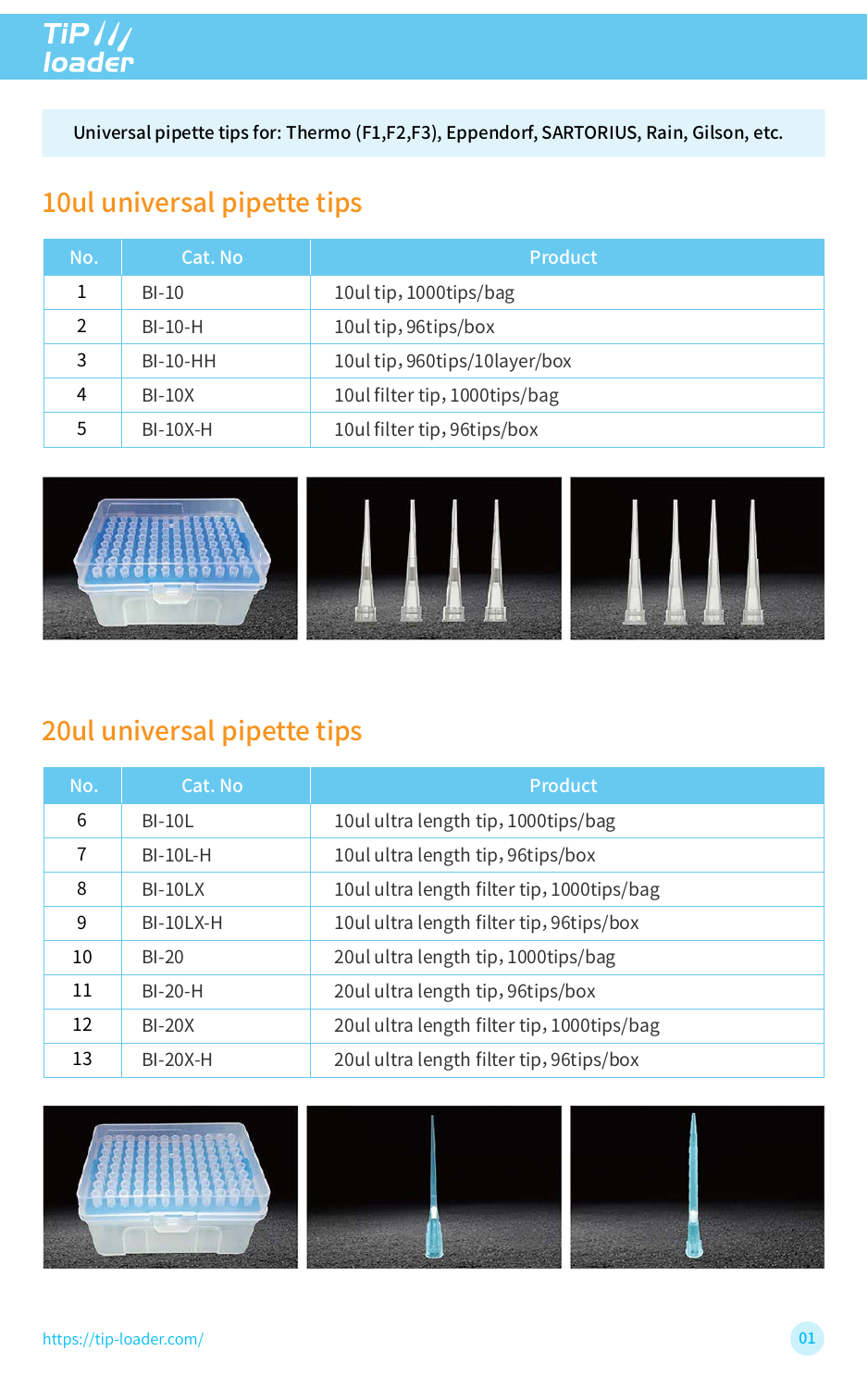Universal pipette tips for: Thermo (F1,F2,F3), Eppendorf, SARTORIUS, Rain, Gilson, etc.

## 10ul universal pipette tips

| No. | Cat. No | Product |
|---|---|---|
| 1 | BI-10 | 10ul tip, 1000tips/bag |
| 2 | BI-10-H | 10ul tip, 96tips/box |
| 3 | BI-10-HH | 10ul tip, 960tips/10layer/box |
| 4 | BI-10X | 10ul filter tip, 1000tips/bag |
| 5 | BI-10X-H | 10ul filter tip, 96tips/box |

## 20ul universal pipette tips

| No. | Cat. No | Product |
|---|---|---|
| 6 | BI-10L | 10ul ultra length tip, 1000tips/bag |
| 7 | BI-10L-H | 10ul ultra length tip, 96tips/box |
| 8 | BI-10LX | 10ul ultra length filter tip, 1000tips/bag |
| 9 | BI-10LX-H | 10ul ultra length filter tip, 96tips/box |
| 10 | BI-20 | 20ul ultra length tip, 1000tips/bag |
| 11 | BI-20-H | 20ul ultra length tip, 96tips/box |
| 12 | BI-20X | 20ul ultra length filter tip, 1000tips/bag |
| 13 | BI-20X-H | 20ul ultra length filter tip, 96tips/box |

https://tip-loader.com/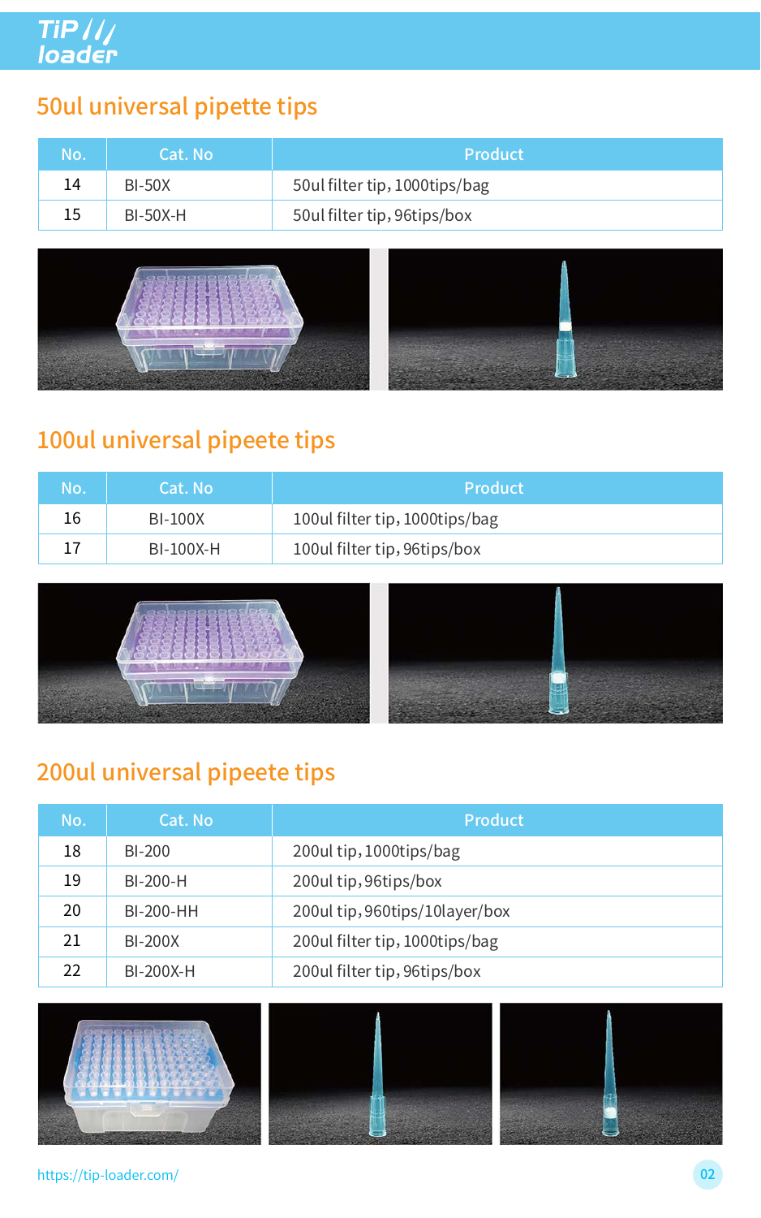## 50ul universal pipette tips

| No. | Cat. No | Product |
|---|---|---|
| 14 | BI-50X | 50ul filter tip, 1000tips/bag |
| 15 | BI-50X-H | 50ul filter tip, 96tips/box |

## 100ul universal pipeete tips

| No. | Cat. No | Product |
|---|---|---|
| 16 | BI-100X | 100ul filter tip, 1000tips/bag |
| 17 | BI-100X-H | 100ul filter tip, 96tips/box |

## 200ul universal pipeete tips

| No. | Cat. No | Product |
|---|---|---|
| 18 | BI-200 | 200ul tip, 1000tips/bag |
| 19 | BI-200-H | 200ul tip, 96tips/box |
| 20 | BI-200-HH | 200ul tip, 960tips/10layer/box |
| 21 | BI-200X | 200ul filter tip, 1000tips/bag |
| 22 | BI-200X-H | 200ul filter tip, 96tips/box |

https://tip-loader.com/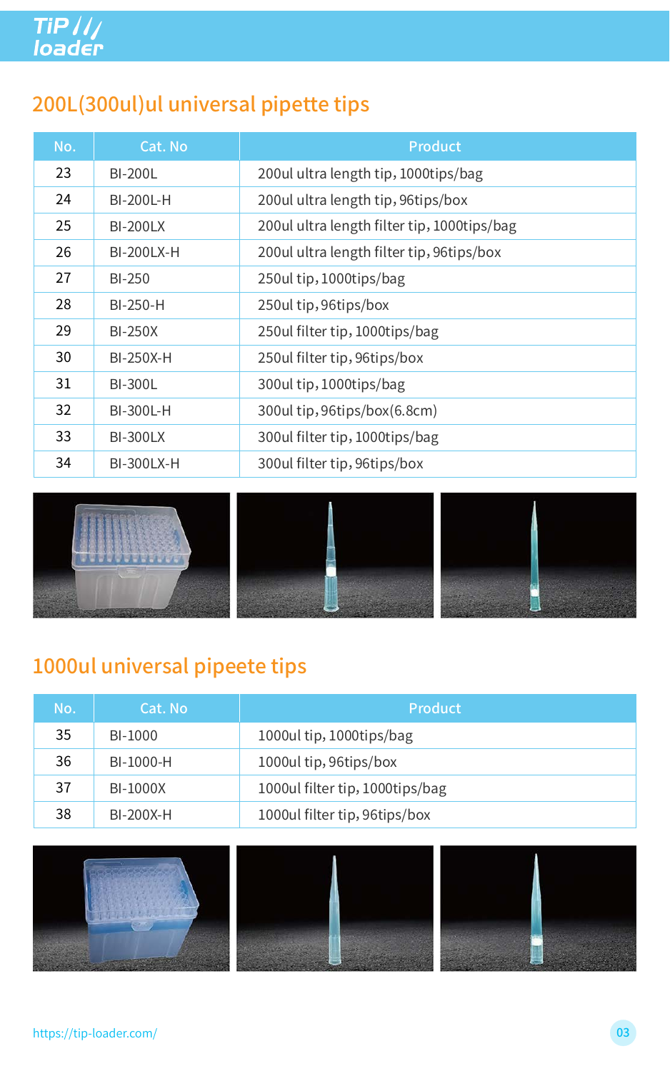## 200L(300ul)ul universal pipette tips

| No. | Cat. No | Product |
|---|---|---|
| 23 | BI-200L | 200ul ultra length tip, 1000tips/bag |
| 24 | BI-200L-H | 200ul ultra length tip, 96tips/box |
| 25 | BI-200LX | 200ul ultra length filter tip, 1000tips/bag |
| 26 | BI-200LX-H | 200ul ultra length filter tip, 96tips/box |
| 27 | BI-250 | 250ul tip, 1000tips/bag |
| 28 | BI-250-H | 250ul tip, 96tips/box |
| 29 | BI-250X | 250ul filter tip, 1000tips/bag |
| 30 | BI-250X-H | 250ul filter tip, 96tips/box |
| 31 | BI-300L | 300ul tip, 1000tips/bag |
| 32 | BI-300L-H | 300ul tip, 96tips/box(6.8cm) |
| 33 | BI-300LX | 300ul filter tip, 1000tips/bag |
| 34 | BI-300LX-H | 300ul filter tip, 96tips/box |

## 1000ul universal pipeete tips

| No. | Cat. No | Product |
|---|---|---|
| 35 | BI-1000 | 1000ul tip, 1000tips/bag |
| 36 | BI-1000-H | 1000ul tip, 96tips/box |
| 37 | BI-1000X | 1000ul filter tip, 1000tips/bag |
| 38 | BI-200X-H | 1000ul filter tip, 96tips/box |

https://tip-loader.com/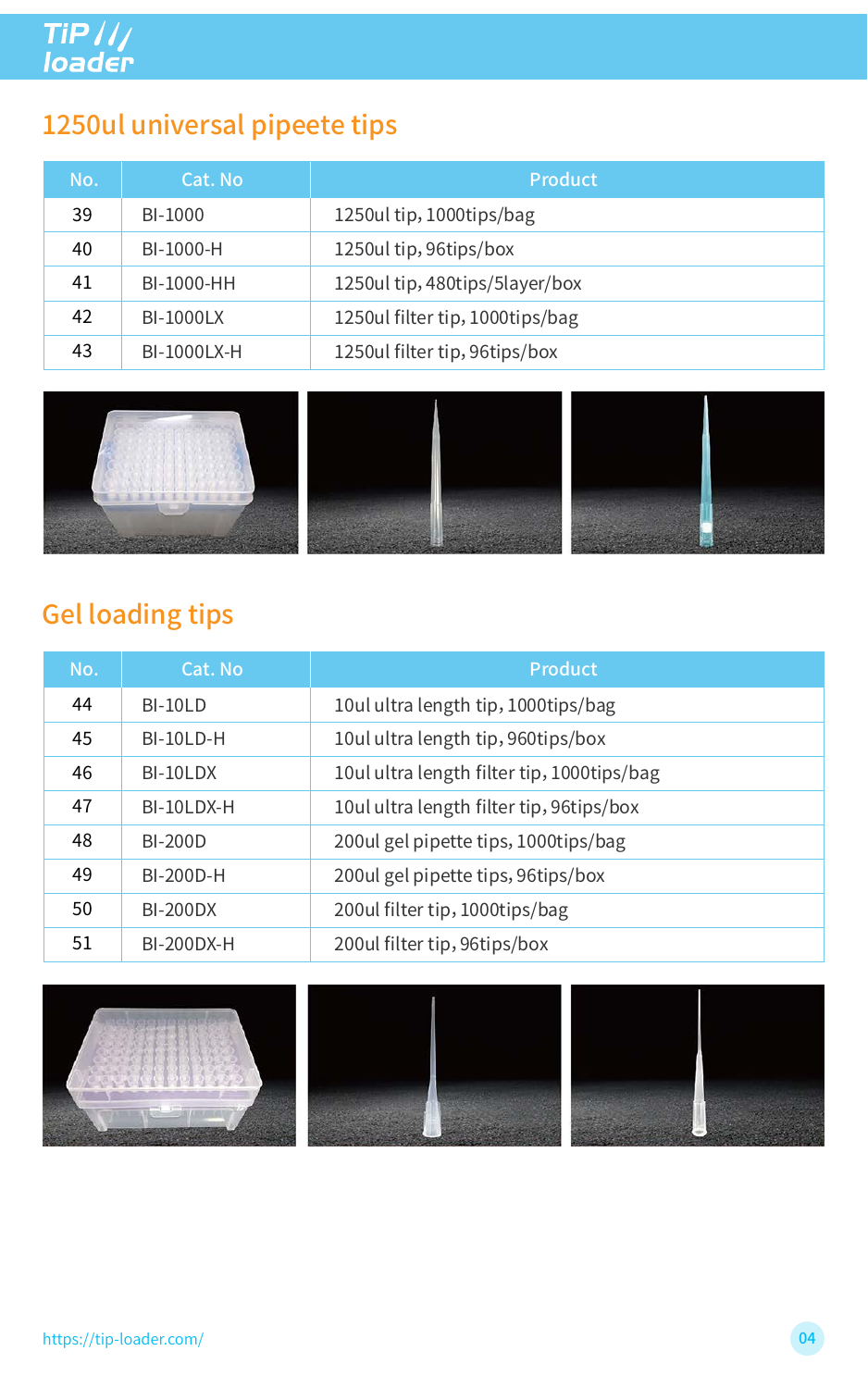## 1250ul universal pipeete tips

| No. | Cat. No | Product |
|---|---|---|
| 39 | BI-1000 | 1250ul tip, 1000tips/bag |
| 40 | BI-1000-H | 1250ul tip, 96tips/box |
| 41 | BI-1000-HH | 1250ul tip, 480tips/5layer/box |
| 42 | BI-1000LX | 1250ul filter tip, 1000tips/bag |
| 43 | BI-1000LX-H | 1250ul filter tip, 96tips/box |

## Gel loading tips

| No. | Cat. No | Product |
|---|---|---|
| 44 | BI-10LD | 10ul ultra length tip, 1000tips/bag |
| 45 | BI-10LD-H | 10ul ultra length tip, 960tips/box |
| 46 | BI-10LDX | 10ul ultra length filter tip, 1000tips/bag |
| 47 | BI-10LDX-H | 10ul ultra length filter tip, 96tips/box |
| 48 | BI-200D | 200ul gel pipette tips, 1000tips/bag |
| 49 | BI-200D-H | 200ul gel pipette tips, 96tips/box |
| 50 | BI-200DX | 200ul filter tip, 1000tips/bag |
| 51 | BI-200DX-H | 200ul filter tip, 96tips/box |

https://tip-loader.com/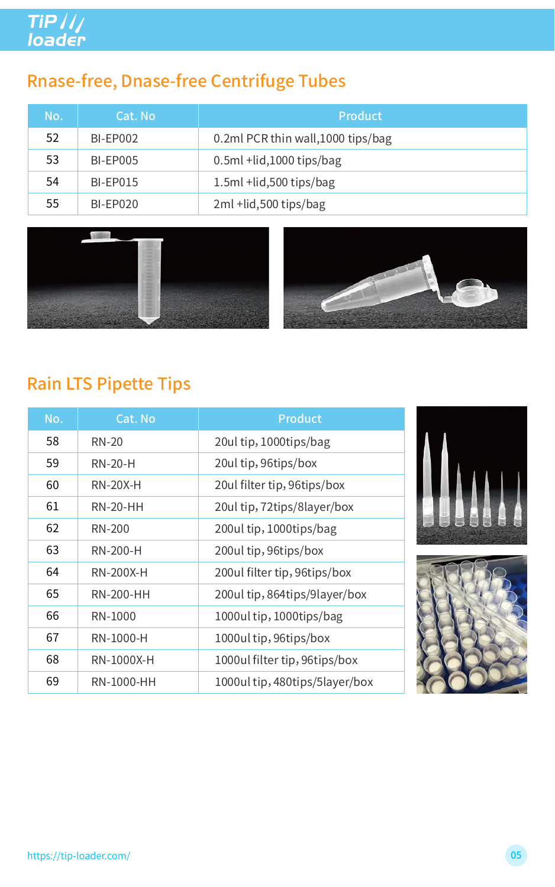## Rnase-free, Dnase-free Centrifuge Tubes

| No. | Cat. No | Product |
|---|---|---|
| 52 | BI-EP002 | 0.2ml PCR thin wall,1000 tips/bag |
| 53 | BI-EP005 | 0.5ml +lid,1000 tips/bag |
| 54 | BI-EP015 | 1.5ml +lid,500 tips/bag |
| 55 | BI-EP020 | 2ml +lid,500 tips/bag |

## Rain LTS Pipette Tips

| No. | Cat. No | Product |
|---|---|---|
| 58 | RN-20 | 20ul tip, 1000tips/bag |
| 59 | RN-20-H | 20ul tip, 96tips/box |
| 60 | RN-20X-H | 20ul filter tip, 96tips/box |
| 61 | RN-20-HH | 20ul tip, 72tips/8layer/box |
| 62 | RN-200 | 200ul tip, 1000tips/bag |
| 63 | RN-200-H | 200ul tip, 96tips/box |
| 64 | RN-200X-H | 200ul filter tip, 96tips/box |
| 65 | RN-200-HH | 200ul tip, 864tips/9layer/box |
| 66 | RN-1000 | 1000ul tip, 1000tips/bag |
| 67 | RN-1000-H | 1000ul tip, 96tips/box |
| 68 | RN-1000X-H | 1000ul filter tip, 96tips/box |
| 69 | RN-1000-HH | 1000ul tip, 480tips/5layer/box |

https://tip-loader.com/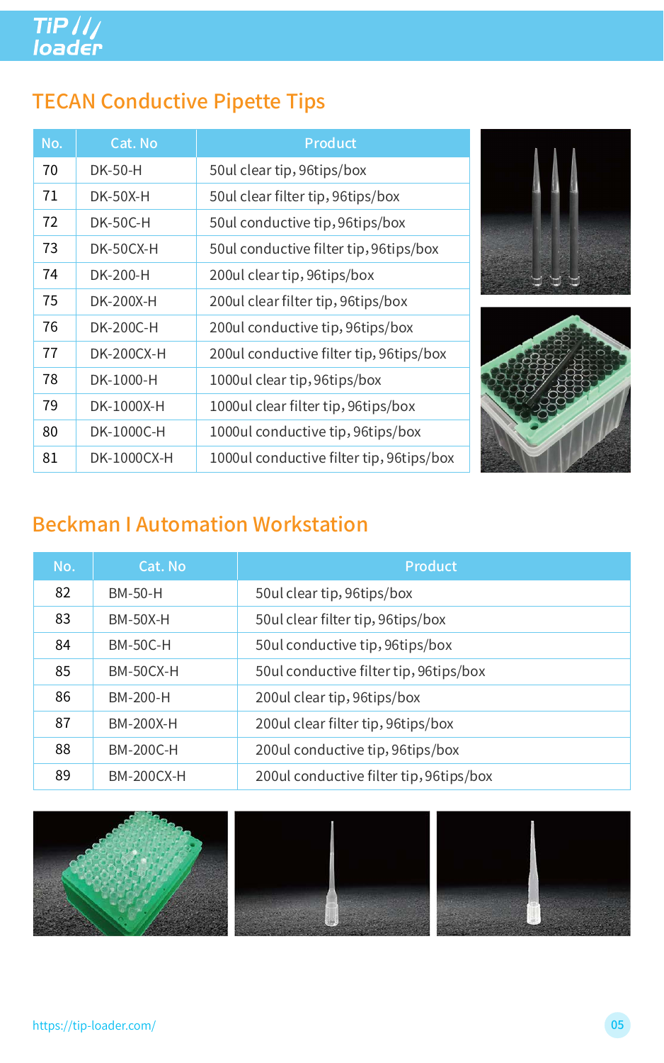## TECAN Conductive Pipette Tips

| No. | Cat. No | Product |
| --- | --- | --- |
| 70 | DK-50-H | 50ul clear tip, 96tips/box |
| 71 | DK-50X-H | 50ul clear filter tip, 96tips/box |
| 72 | DK-50C-H | 50ul conductive tip, 96tips/box |
| 73 | DK-50CX-H | 50ul conductive filter tip, 96tips/box |
| 74 | DK-200-H | 200ul clear tip, 96tips/box |
| 75 | DK-200X-H | 200ul clear filter tip, 96tips/box |
| 76 | DK-200C-H | 200ul conductive tip, 96tips/box |
| 77 | DK-200CX-H | 200ul conductive filter tip, 96tips/box |
| 78 | DK-1000-H | 1000ul clear tip, 96tips/box |
| 79 | DK-1000X-H | 1000ul clear filter tip, 96tips/box |
| 80 | DK-1000C-H | 1000ul conductive tip, 96tips/box |
| 81 | DK-1000CX-H | 1000ul conductive filter tip, 96tips/box |

## Beckman I Automation Workstation

| No. | Cat. No | Product |
| --- | --- | --- |
| 82 | BM-50-H | 50ul clear tip, 96tips/box |
| 83 | BM-50X-H | 50ul clear filter tip, 96tips/box |
| 84 | BM-50C-H | 50ul conductive tip, 96tips/box |
| 85 | BM-50CX-H | 50ul conductive filter tip, 96tips/box |
| 86 | BM-200-H | 200ul clear tip, 96tips/box |
| 87 | BM-200X-H | 200ul clear filter tip, 96tips/box |
| 88 | BM-200C-H | 200ul conductive tip, 96tips/box |
| 89 | BM-200CX-H | 200ul conductive filter tip, 96tips/box |

https://tip-loader.com/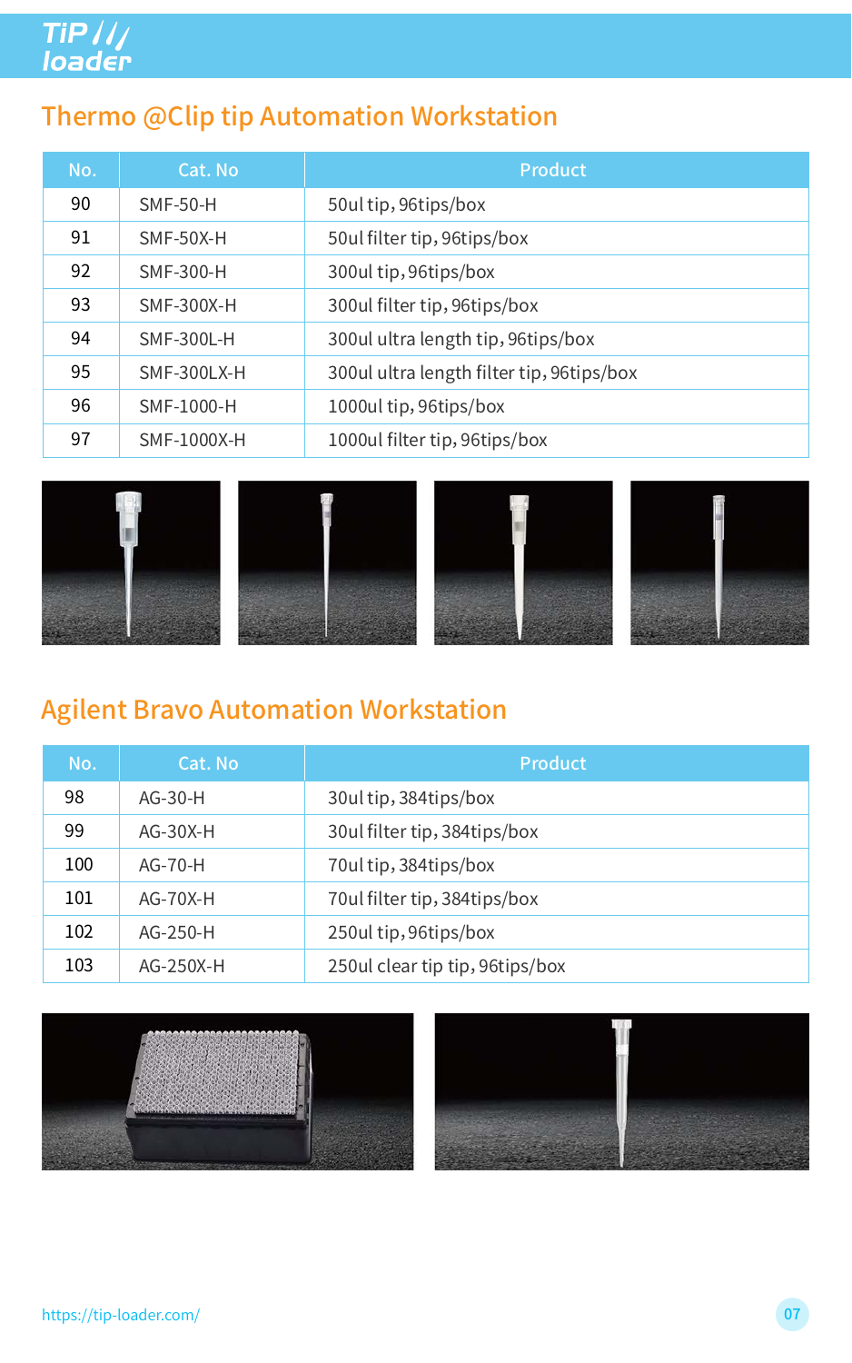## Thermo @Clip tip Automation Workstation

| No. | Cat. No | Product |
|---|---|---|
| 90 | SMF-50-H | 50ul tip, 96tips/box |
| 91 | SMF-50X-H | 50ul filter tip, 96tips/box |
| 92 | SMF-300-H | 300ul tip, 96tips/box |
| 93 | SMF-300X-H | 300ul filter tip, 96tips/box |
| 94 | SMF-300L-H | 300ul ultra length tip, 96tips/box |
| 95 | SMF-300LX-H | 300ul ultra length filter tip, 96tips/box |
| 96 | SMF-1000-H | 1000ul tip, 96tips/box |
| 97 | SMF-1000X-H | 1000ul filter tip, 96tips/box |

## Agilent Bravo Automation Workstation

| No. | Cat. No | Product |
|---|---|---|
| 98 | AG-30-H | 30ul tip, 384tips/box |
| 99 | AG-30X-H | 30ul filter tip, 384tips/box |
| 100 | AG-70-H | 70ul tip, 384tips/box |
| 101 | AG-70X-H | 70ul filter tip, 384tips/box |
| 102 | AG-250-H | 250ul tip, 96tips/box |
| 103 | AG-250X-H | 250ul clear tip tip, 96tips/box |

https://tip-loader.com/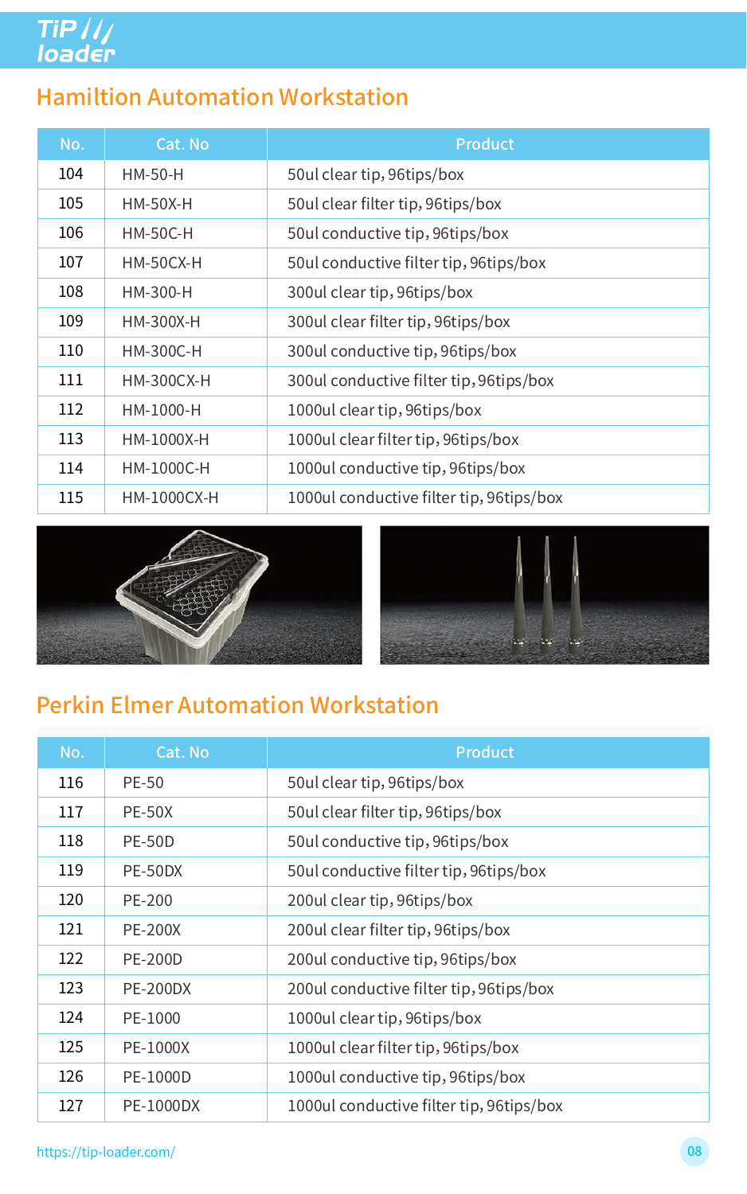## Hamiltion Automation Workstation

| No. | Cat. No | Product |
|---|---|---|
| 104 | HM-50-H | 50ul clear tip, 96tips/box |
| 105 | HM-50X-H | 50ul clear filter tip, 96tips/box |
| 106 | HM-50C-H | 50ul conductive tip, 96tips/box |
| 107 | HM-50CX-H | 50ul conductive filter tip, 96tips/box |
| 108 | HM-300-H | 300ul clear tip, 96tips/box |
| 109 | HM-300X-H | 300ul clear filter tip, 96tips/box |
| 110 | HM-300C-H | 300ul conductive tip, 96tips/box |
| 111 | HM-300CX-H | 300ul conductive filter tip, 96tips/box |
| 112 | HM-1000-H | 1000ul clear tip, 96tips/box |
| 113 | HM-1000X-H | 1000ul clear filter tip, 96tips/box |
| 114 | HM-1000C-H | 1000ul conductive tip, 96tips/box |
| 115 | HM-1000CX-H | 1000ul conductive filter tip, 96tips/box |

## Perkin Elmer Automation Workstation

| No. | Cat. No | Product |
|---|---|---|
| 116 | PE-50 | 50ul clear tip, 96tips/box |
| 117 | PE-50X | 50ul clear filter tip, 96tips/box |
| 118 | PE-50D | 50ul conductive tip, 96tips/box |
| 119 | PE-50DX | 50ul conductive filter tip, 96tips/box |
| 120 | PE-200 | 200ul clear tip, 96tips/box |
| 121 | PE-200X | 200ul clear filter tip, 96tips/box |
| 122 | PE-200D | 200ul conductive tip, 96tips/box |
| 123 | PE-200DX | 200ul conductive filter tip, 96tips/box |
| 124 | PE-1000 | 1000ul clear tip, 96tips/box |
| 125 | PE-1000X | 1000ul clear filter tip, 96tips/box |
| 126 | PE-1000D | 1000ul conductive tip, 96tips/box |
| 127 | PE-1000DX | 1000ul conductive filter tip, 96tips/box |

https://tip-loader.com/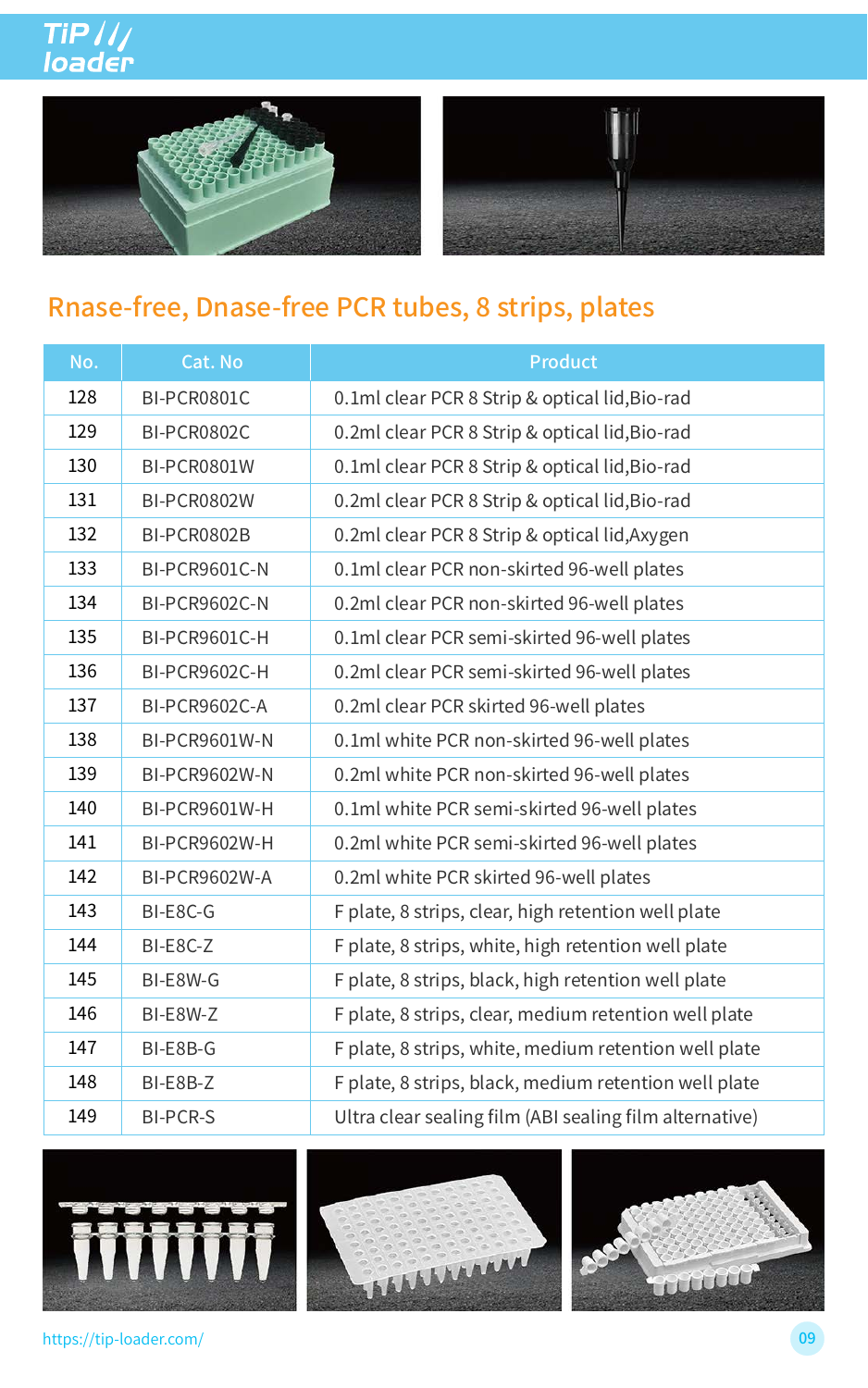## Rnase-free, Dnase-free PCR tubes, 8 strips, plates

| No. | Cat. No | Product |
|---|---|---|
| 128 | BI-PCR0801C | 0.1ml clear PCR 8 Strip & optical lid,Bio-rad |
| 129 | BI-PCR0802C | 0.2ml clear PCR 8 Strip & optical lid,Bio-rad |
| 130 | BI-PCR0801W | 0.1ml clear PCR 8 Strip & optical lid,Bio-rad |
| 131 | BI-PCR0802W | 0.2ml clear PCR 8 Strip & optical lid,Bio-rad |
| 132 | BI-PCR0802B | 0.2ml clear PCR 8 Strip & optical lid,Axygen |
| 133 | BI-PCR9601C-N | 0.1ml clear PCR non-skirted 96-well plates |
| 134 | BI-PCR9602C-N | 0.2ml clear PCR non-skirted 96-well plates |
| 135 | BI-PCR9601C-H | 0.1ml clear PCR semi-skirted 96-well plates |
| 136 | BI-PCR9602C-H | 0.2ml clear PCR semi-skirted 96-well plates |
| 137 | BI-PCR9602C-A | 0.2ml clear PCR skirted 96-well plates |
| 138 | BI-PCR9601W-N | 0.1ml white PCR non-skirted 96-well plates |
| 139 | BI-PCR9602W-N | 0.2ml white PCR non-skirted 96-well plates |
| 140 | BI-PCR9601W-H | 0.1ml white PCR semi-skirted 96-well plates |
| 141 | BI-PCR9602W-H | 0.2ml white PCR semi-skirted 96-well plates |
| 142 | BI-PCR9602W-A | 0.2ml white PCR skirted 96-well plates |
| 143 | BI-E8C-G | F plate, 8 strips, clear, high retention well plate |
| 144 | BI-E8C-Z | F plate, 8 strips, white, high retention well plate |
| 145 | BI-E8W-G | F plate, 8 strips, black, high retention well plate |
| 146 | BI-E8W-Z | F plate, 8 strips, clear, medium retention well plate |
| 147 | BI-E8B-G | F plate, 8 strips, white, medium retention well plate |
| 148 | BI-E8B-Z | F plate, 8 strips, black, medium retention well plate |
| 149 | BI-PCR-S | Ultra clear sealing film (ABI sealing film alternative) |

https://tip-loader.com/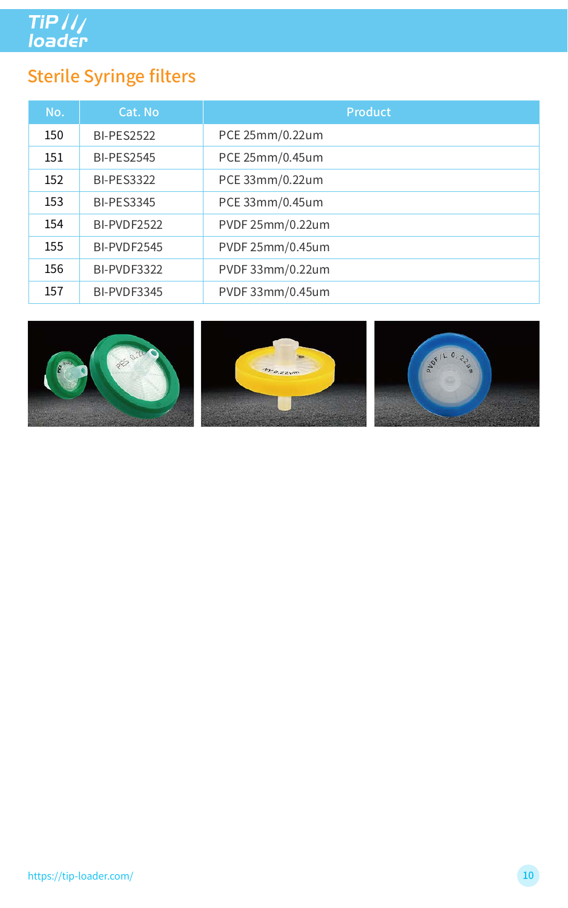## Sterile Syringe filters

| No. | Cat. No | Product |
|---|---|---|
| 150 | BI-PES2522 | PCE 25mm/0.22um |
| 151 | BI-PES2545 | PCE 25mm/0.45um |
| 152 | BI-PES3322 | PCE 33mm/0.22um |
| 153 | BI-PES3345 | PCE 33mm/0.45um |
| 154 | BI-PVDF2522 | PVDF 25mm/0.22um |
| 155 | BI-PVDF2545 | PVDF 25mm/0.45um |
| 156 | BI-PVDF3322 | PVDF 33mm/0.22um |
| 157 | BI-PVDF3345 | PVDF 33mm/0.45um |

https://tip-loader.com/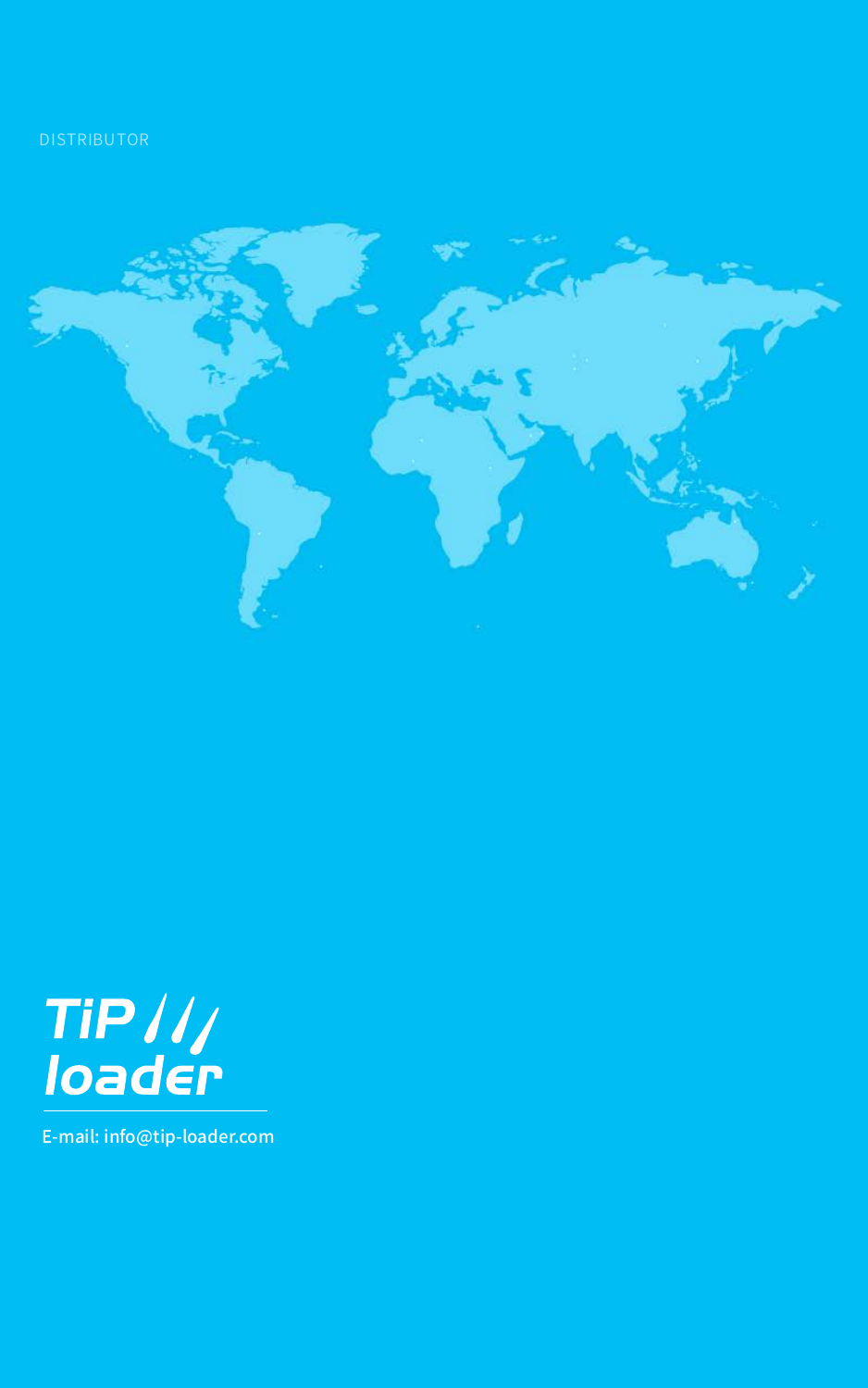DISTRIBUTOR

TiP loader

E-mail: info@tip-loader.com